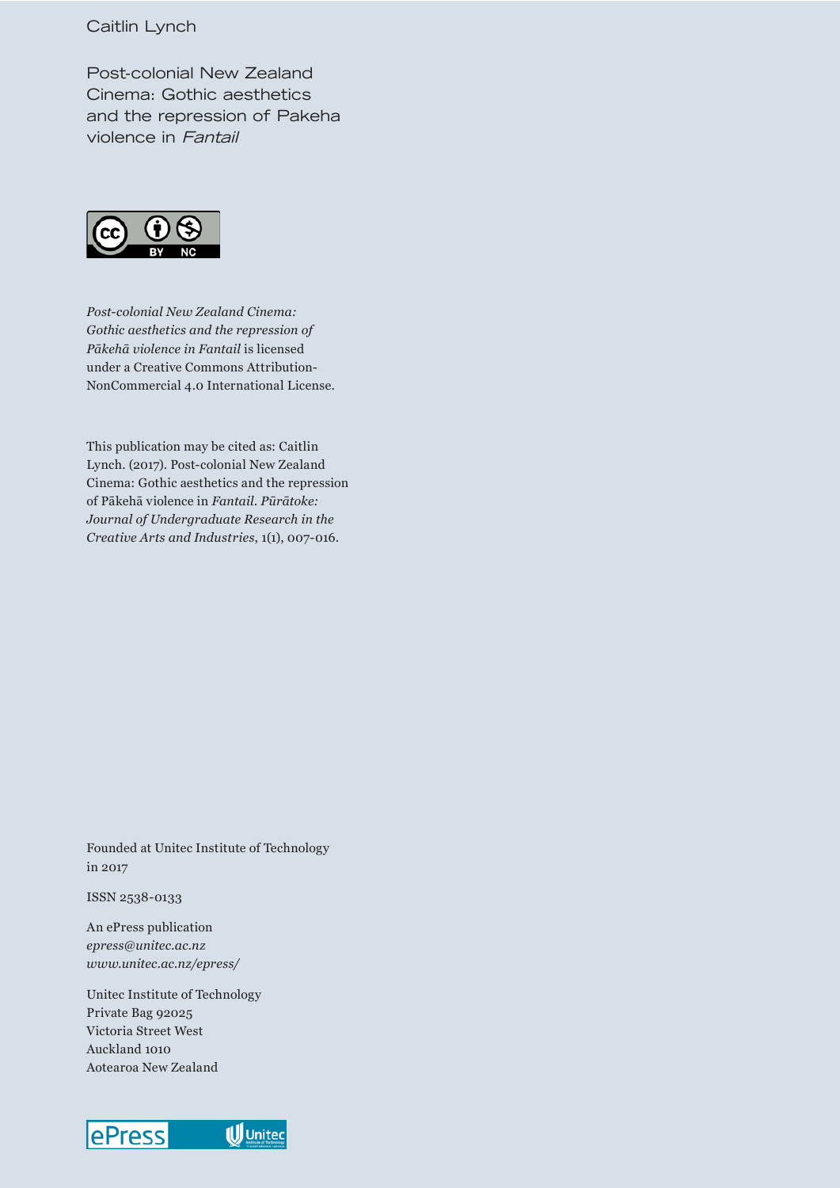Caitlin Lynch

# Post-colonial New Zealand Cinema: Gothic aesthetics and the repression of Pakeha violence in *Fantail*

*Post-colonial New Zealand Cinema: Gothic aesthetics and the repression of Pākehā violence in Fantail* is licensed under a Creative Commons Attribution-NonCommercial 4.0 International License.

This publication may be cited as: Caitlin Lynch. (2017). Post-colonial New Zealand Cinema: Gothic aesthetics and the repression of Pākehā violence in *Fantail*. *Pūrātoke: Journal of Undergraduate Research in the Creative Arts and Industries*, 1(1), 007-016.

Founded at Unitec Institute of Technology in 2017

ISSN 2538-0133

An ePress publication
*epress@unitec.ac.nz*
*www.unitec.ac.nz/epress/*

Unitec Institute of Technology
Private Bag 92025
Victoria Street West
Auckland 1010
Aotearoa New Zealand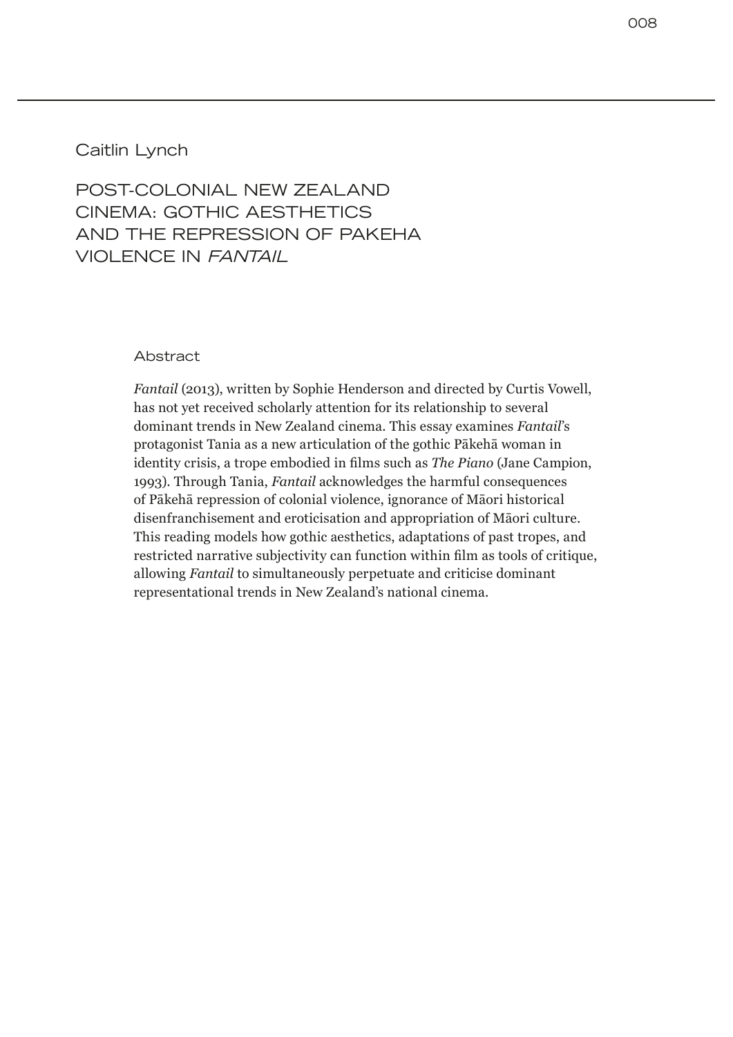Caitlin Lynch

# POST-COLONIAL NEW ZEALAND CINEMA: GOTHIC AESTHETICS AND THE REPRESSION OF PAKEHA VIOLENCE IN *FANTAIL*

## Abstract

*Fantail* (2013), written by Sophie Henderson and directed by Curtis Vowell, has not yet received scholarly attention for its relationship to several dominant trends in New Zealand cinema. This essay examines *Fantail*'s protagonist Tania as a new articulation of the gothic Pākehā woman in identity crisis, a trope embodied in films such as *The Piano* (Jane Campion, 1993). Through Tania, *Fantail* acknowledges the harmful consequences of Pākehā repression of colonial violence, ignorance of Māori historical disenfranchisement and eroticisation and appropriation of Māori culture. This reading models how gothic aesthetics, adaptations of past tropes, and restricted narrative subjectivity can function within film as tools of critique, allowing *Fantail* to simultaneously perpetuate and criticise dominant representational trends in New Zealand's national cinema.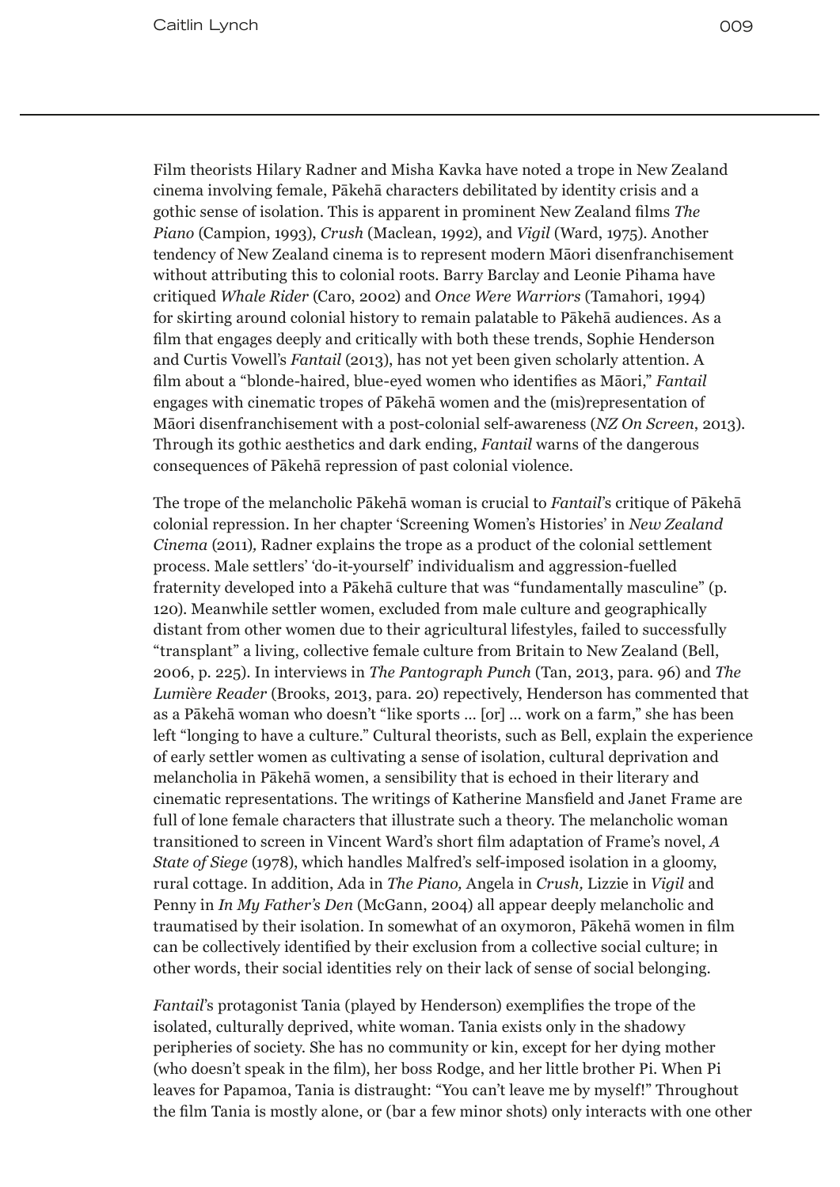Film theorists Hilary Radner and Misha Kavka have noted a trope in New Zealand cinema involving female, Pākehā characters debilitated by identity crisis and a gothic sense of isolation. This is apparent in prominent New Zealand films *The Piano* (Campion, 1993), *Crush* (Maclean, 1992), and *Vigil* (Ward, 1975). Another tendency of New Zealand cinema is to represent modern Māori disenfranchisement without attributing this to colonial roots. Barry Barclay and Leonie Pihama have critiqued *Whale Rider* (Caro, 2002) and *Once Were Warriors* (Tamahori, 1994) for skirting around colonial history to remain palatable to Pākehā audiences. As a film that engages deeply and critically with both these trends, Sophie Henderson and Curtis Vowell's *Fantail* (2013), has not yet been given scholarly attention. A film about a "blonde-haired, blue-eyed women who identifies as Māori," *Fantail* engages with cinematic tropes of Pākehā women and the (mis)representation of Māori disenfranchisement with a post-colonial self-awareness (*NZ On Screen*, 2013). Through its gothic aesthetics and dark ending, *Fantail* warns of the dangerous consequences of Pākehā repression of past colonial violence.

The trope of the melancholic Pākehā woman is crucial to *Fantail*'s critique of Pākehā colonial repression. In her chapter 'Screening Women's Histories' in *New Zealand Cinema* (2011)*,* Radner explains the trope as a product of the colonial settlement process. Male settlers' 'do-it-yourself' individualism and aggression-fuelled fraternity developed into a Pākehā culture that was "fundamentally masculine" (p. 120). Meanwhile settler women, excluded from male culture and geographically distant from other women due to their agricultural lifestyles, failed to successfully "transplant" a living, collective female culture from Britain to New Zealand (Bell, 2006, p. 225). In interviews in *The Pantograph Punch* (Tan, 2013, para. 96) and *The Lumière Reader* (Brooks, 2013, para. 20) repectively, Henderson has commented that as a Pākehā woman who doesn't "like sports ... [or] ... work on a farm," she has been left "longing to have a culture." Cultural theorists, such as Bell, explain the experience of early settler women as cultivating a sense of isolation, cultural deprivation and melancholia in Pākehā women, a sensibility that is echoed in their literary and cinematic representations. The writings of Katherine Mansfield and Janet Frame are full of lone female characters that illustrate such a theory. The melancholic woman transitioned to screen in Vincent Ward's short film adaptation of Frame's novel, *A State of Siege* (1978), which handles Malfred's self-imposed isolation in a gloomy, rural cottage. In addition, Ada in *The Piano,* Angela in *Crush,* Lizzie in *Vigil* and Penny in *In My Father's Den* (McGann, 2004) all appear deeply melancholic and traumatised by their isolation. In somewhat of an oxymoron, Pākehā women in film can be collectively identified by their exclusion from a collective social culture; in other words, their social identities rely on their lack of sense of social belonging.

*Fantail*'s protagonist Tania (played by Henderson) exemplifies the trope of the isolated, culturally deprived, white woman. Tania exists only in the shadowy peripheries of society. She has no community or kin, except for her dying mother (who doesn't speak in the film), her boss Rodge, and her little brother Pi. When Pi leaves for Papamoa, Tania is distraught: "You can't leave me by myself!" Throughout the film Tania is mostly alone, or (bar a few minor shots) only interacts with one other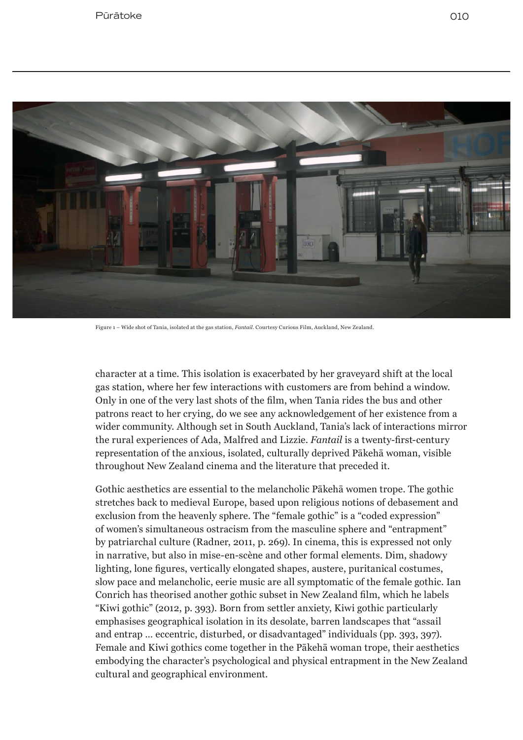Figure 1 – Wide shot of Tania, isolated at the gas station, *Fantail*. Courtesy Curious Film, Auckland, New Zealand.

character at a time. This isolation is exacerbated by her graveyard shift at the local gas station, where her few interactions with customers are from behind a window. Only in one of the very last shots of the film, when Tania rides the bus and other patrons react to her crying, do we see any acknowledgement of her existence from a wider community. Although set in South Auckland, Tania's lack of interactions mirror the rural experiences of Ada, Malfred and Lizzie. *Fantail* is a twenty-first-century representation of the anxious, isolated, culturally deprived Pākehā woman, visible throughout New Zealand cinema and the literature that preceded it.

Gothic aesthetics are essential to the melancholic Pākehā women trope. The gothic stretches back to medieval Europe, based upon religious notions of debasement and exclusion from the heavenly sphere. The "female gothic" is a "coded expression" of women's simultaneous ostracism from the masculine sphere and "entrapment" by patriarchal culture (Radner, 2011, p. 269). In cinema, this is expressed not only in narrative, but also in mise-en-scène and other formal elements. Dim, shadowy lighting, lone figures, vertically elongated shapes, austere, puritanical costumes, slow pace and melancholic, eerie music are all symptomatic of the female gothic. Ian Conrich has theorised another gothic subset in New Zealand film, which he labels "Kiwi gothic" (2012, p. 393). Born from settler anxiety, Kiwi gothic particularly emphasises geographical isolation in its desolate, barren landscapes that "assail and entrap ... eccentric, disturbed, or disadvantaged" individuals (pp. 393, 397). Female and Kiwi gothics come together in the Pākehā woman trope, their aesthetics embodying the character's psychological and physical entrapment in the New Zealand cultural and geographical environment.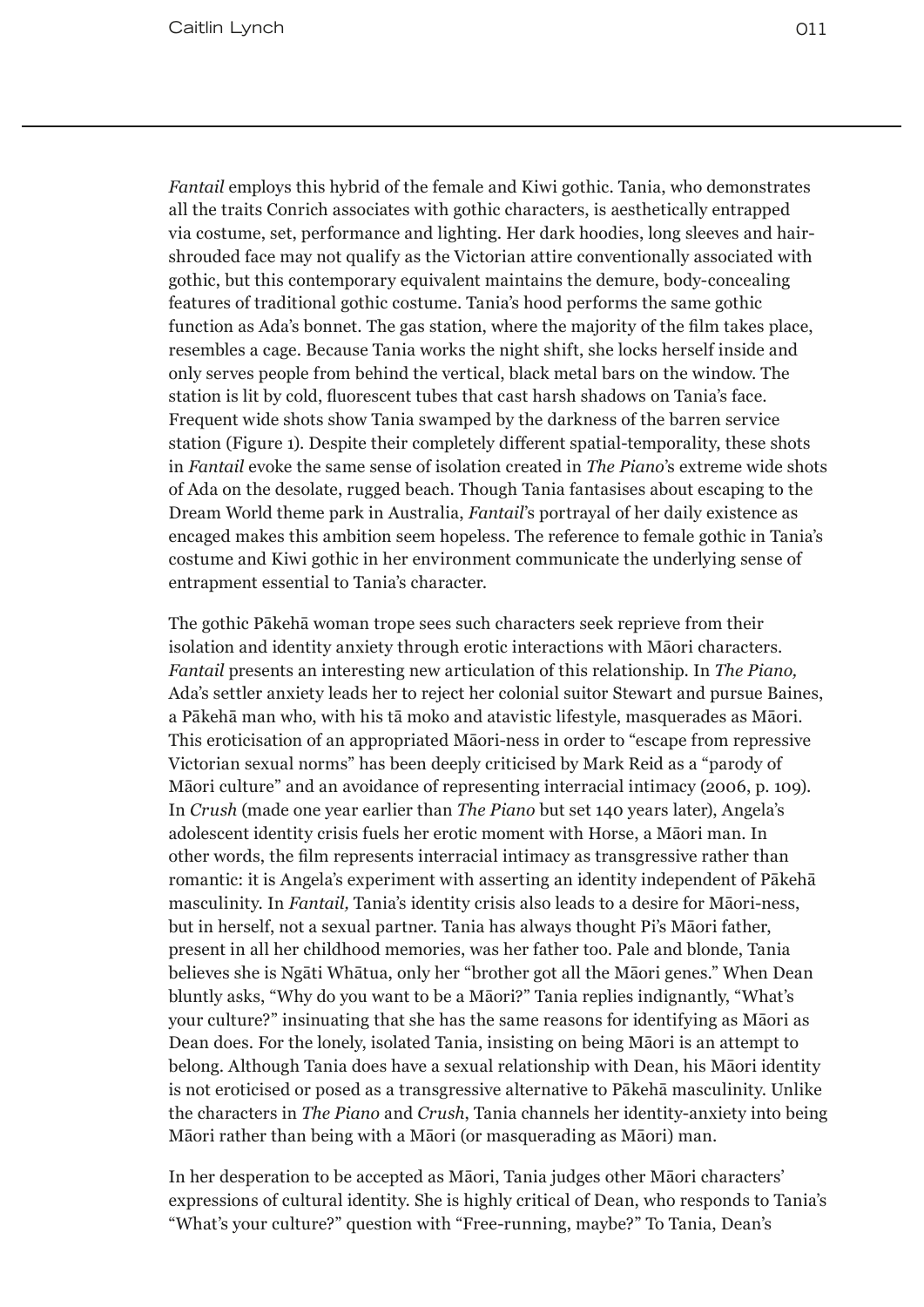*Fantail* employs this hybrid of the female and Kiwi gothic. Tania, who demonstrates all the traits Conrich associates with gothic characters, is aesthetically entrapped via costume, set, performance and lighting. Her dark hoodies, long sleeves and hair-shrouded face may not qualify as the Victorian attire conventionally associated with gothic, but this contemporary equivalent maintains the demure, body-concealing features of traditional gothic costume. Tania's hood performs the same gothic function as Ada's bonnet. The gas station, where the majority of the film takes place, resembles a cage. Because Tania works the night shift, she locks herself inside and only serves people from behind the vertical, black metal bars on the window. The station is lit by cold, fluorescent tubes that cast harsh shadows on Tania's face. Frequent wide shots show Tania swamped by the darkness of the barren service station (Figure 1). Despite their completely different spatial-temporality, these shots in *Fantail* evoke the same sense of isolation created in *The Piano*'s extreme wide shots of Ada on the desolate, rugged beach. Though Tania fantasises about escaping to the Dream World theme park in Australia, *Fantail*'s portrayal of her daily existence as encaged makes this ambition seem hopeless. The reference to female gothic in Tania's costume and Kiwi gothic in her environment communicate the underlying sense of entrapment essential to Tania's character.

The gothic Pākehā woman trope sees such characters seek reprieve from their isolation and identity anxiety through erotic interactions with Māori characters. *Fantail* presents an interesting new articulation of this relationship. In *The Piano,* Ada's settler anxiety leads her to reject her colonial suitor Stewart and pursue Baines, a Pākehā man who, with his tā moko and atavistic lifestyle, masquerades as Māori. This eroticisation of an appropriated Māori-ness in order to "escape from repressive Victorian sexual norms" has been deeply criticised by Mark Reid as a "parody of Māori culture" and an avoidance of representing interracial intimacy (2006, p. 109). In *Crush* (made one year earlier than *The Piano* but set 140 years later), Angela's adolescent identity crisis fuels her erotic moment with Horse, a Māori man. In other words, the film represents interracial intimacy as transgressive rather than romantic: it is Angela's experiment with asserting an identity independent of Pākehā masculinity. In *Fantail,* Tania's identity crisis also leads to a desire for Māori-ness, but in herself, not a sexual partner. Tania has always thought Pi's Māori father, present in all her childhood memories, was her father too. Pale and blonde, Tania believes she is Ngāti Whātua, only her "brother got all the Māori genes." When Dean bluntly asks, "Why do you want to be a Māori?" Tania replies indignantly, "What's your culture?" insinuating that she has the same reasons for identifying as Māori as Dean does. For the lonely, isolated Tania, insisting on being Māori is an attempt to belong. Although Tania does have a sexual relationship with Dean, his Māori identity is not eroticised or posed as a transgressive alternative to Pākehā masculinity. Unlike the characters in *The Piano* and *Crush*, Tania channels her identity-anxiety into being Māori rather than being with a Māori (or masquerading as Māori) man.

In her desperation to be accepted as Māori, Tania judges other Māori characters' expressions of cultural identity. She is highly critical of Dean, who responds to Tania's "What's your culture?" question with "Free-running, maybe?" To Tania, Dean's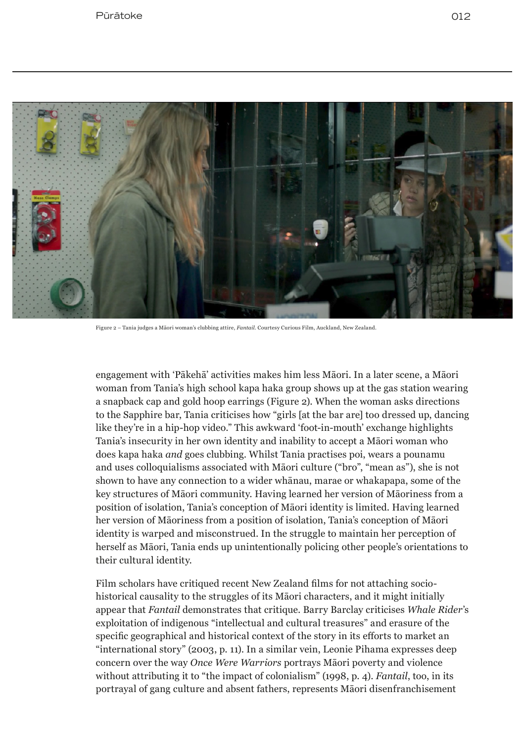Figure 2 – Tania judges a Māori woman's clubbing attire, *Fantail*. Courtesy Curious Film, Auckland, New Zealand.

engagement with 'Pākehā' activities makes him less Māori. In a later scene, a Māori woman from Tania's high school kapa haka group shows up at the gas station wearing a snapback cap and gold hoop earrings (Figure 2). When the woman asks directions to the Sapphire bar, Tania criticises how "girls [at the bar are] too dressed up, dancing like they're in a hip-hop video." This awkward 'foot-in-mouth' exchange highlights Tania's insecurity in her own identity and inability to accept a Māori woman who does kapa haka *and* goes clubbing. Whilst Tania practises poi, wears a pounamu and uses colloquialisms associated with Māori culture ("bro", "mean as"), she is not shown to have any connection to a wider whānau, marae or whakapapa, some of the key structures of Māori community. Having learned her version of Māoriness from a position of isolation, Tania's conception of Māori identity is limited. Having learned her version of Māoriness from a position of isolation, Tania's conception of Māori identity is warped and misconstrued. In the struggle to maintain her perception of herself as Māori, Tania ends up unintentionally policing other people's orientations to their cultural identity.

Film scholars have critiqued recent New Zealand films for not attaching socio-historical causality to the struggles of its Māori characters, and it might initially appear that *Fantail* demonstrates that critique. Barry Barclay criticises *Whale Rider*'s exploitation of indigenous "intellectual and cultural treasures" and erasure of the specific geographical and historical context of the story in its efforts to market an "international story" (2003, p. 11). In a similar vein, Leonie Pihama expresses deep concern over the way *Once Were Warriors* portrays Māori poverty and violence without attributing it to "the impact of colonialism" (1998, p. 4). *Fantail*, too, in its portrayal of gang culture and absent fathers, represents Māori disenfranchisement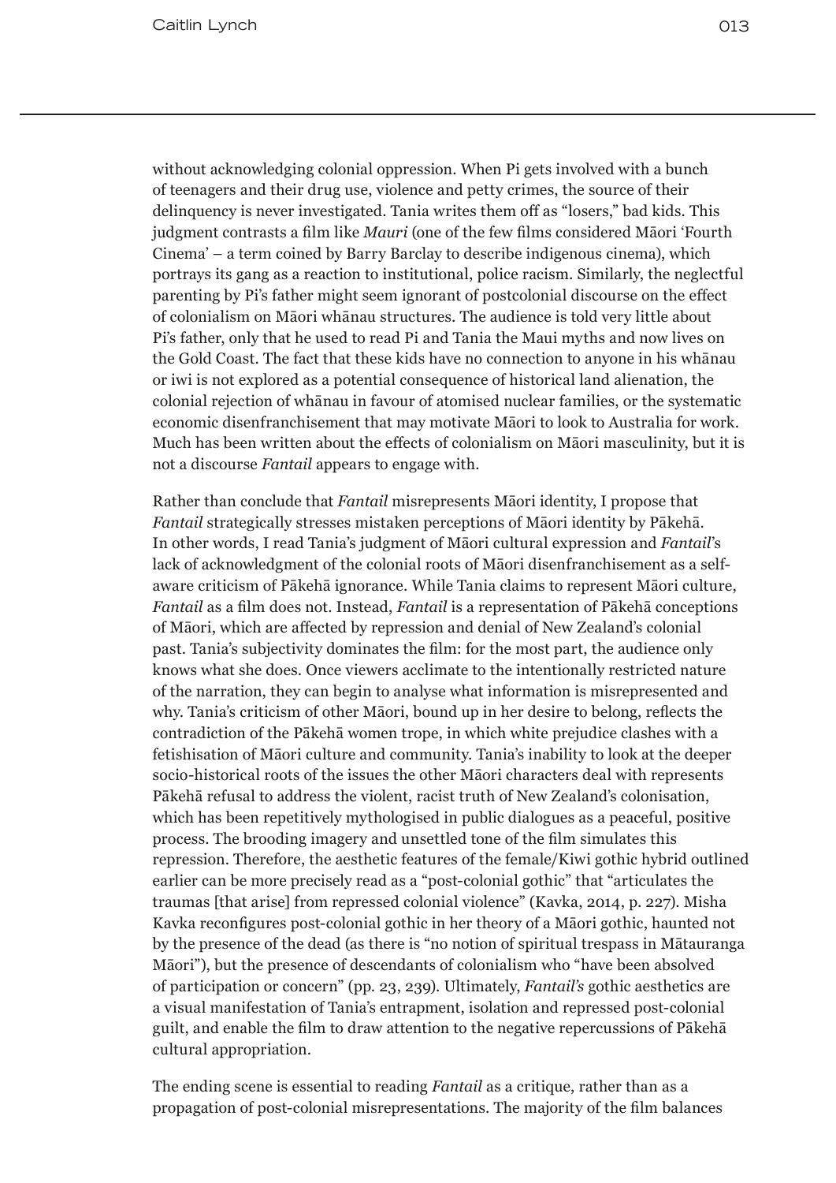without acknowledging colonial oppression. When Pi gets involved with a bunch of teenagers and their drug use, violence and petty crimes, the source of their delinquency is never investigated. Tania writes them off as "losers," bad kids. This judgment contrasts a film like *Mauri* (one of the few films considered Māori 'Fourth Cinema' – a term coined by Barry Barclay to describe indigenous cinema), which portrays its gang as a reaction to institutional, police racism. Similarly, the neglectful parenting by Pi's father might seem ignorant of postcolonial discourse on the effect of colonialism on Māori whānau structures. The audience is told very little about Pi's father, only that he used to read Pi and Tania the Maui myths and now lives on the Gold Coast. The fact that these kids have no connection to anyone in his whānau or iwi is not explored as a potential consequence of historical land alienation, the colonial rejection of whānau in favour of atomised nuclear families, or the systematic economic disenfranchisement that may motivate Māori to look to Australia for work. Much has been written about the effects of colonialism on Māori masculinity, but it is not a discourse *Fantail* appears to engage with.

Rather than conclude that *Fantail* misrepresents Māori identity, I propose that *Fantail* strategically stresses mistaken perceptions of Māori identity by Pākehā. In other words, I read Tania's judgment of Māori cultural expression and *Fantail*'s lack of acknowledgment of the colonial roots of Māori disenfranchisement as a self-aware criticism of Pākehā ignorance. While Tania claims to represent Māori culture, *Fantail* as a film does not. Instead, *Fantail* is a representation of Pākehā conceptions of Māori, which are affected by repression and denial of New Zealand's colonial past. Tania's subjectivity dominates the film: for the most part, the audience only knows what she does. Once viewers acclimate to the intentionally restricted nature of the narration, they can begin to analyse what information is misrepresented and why. Tania's criticism of other Māori, bound up in her desire to belong, reflects the contradiction of the Pākehā women trope, in which white prejudice clashes with a fetishisation of Māori culture and community. Tania's inability to look at the deeper socio-historical roots of the issues the other Māori characters deal with represents Pākehā refusal to address the violent, racist truth of New Zealand's colonisation, which has been repetitively mythologised in public dialogues as a peaceful, positive process. The brooding imagery and unsettled tone of the film simulates this repression. Therefore, the aesthetic features of the female/Kiwi gothic hybrid outlined earlier can be more precisely read as a "post-colonial gothic" that "articulates the traumas [that arise] from repressed colonial violence" (Kavka, 2014, p. 227). Misha Kavka reconfigures post-colonial gothic in her theory of a Māori gothic, haunted not by the presence of the dead (as there is "no notion of spiritual trespass in Mātauranga Māori"), but the presence of descendants of colonialism who "have been absolved of participation or concern" (pp. 23, 239). Ultimately, *Fantail's* gothic aesthetics are a visual manifestation of Tania's entrapment, isolation and repressed post-colonial guilt, and enable the film to draw attention to the negative repercussions of Pākehā cultural appropriation.

The ending scene is essential to reading *Fantail* as a critique, rather than as a propagation of post-colonial misrepresentations. The majority of the film balances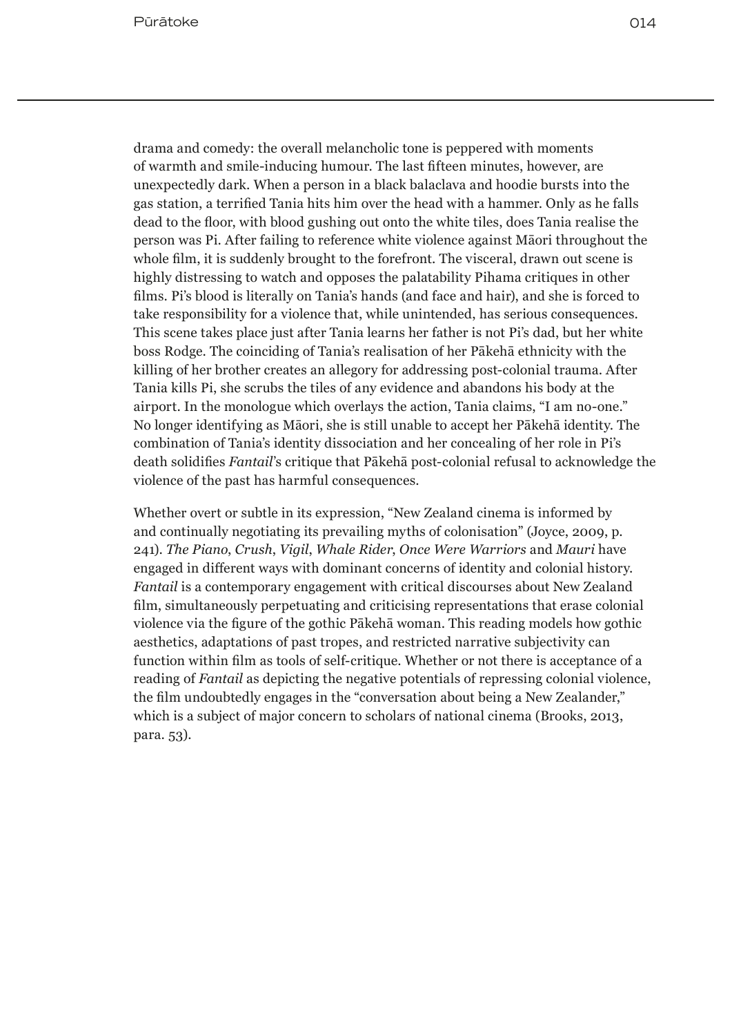drama and comedy: the overall melancholic tone is peppered with moments of warmth and smile-inducing humour. The last fifteen minutes, however, are unexpectedly dark. When a person in a black balaclava and hoodie bursts into the gas station, a terrified Tania hits him over the head with a hammer. Only as he falls dead to the floor, with blood gushing out onto the white tiles, does Tania realise the person was Pi. After failing to reference white violence against Māori throughout the whole film, it is suddenly brought to the forefront. The visceral, drawn out scene is highly distressing to watch and opposes the palatability Pihama critiques in other films. Pi's blood is literally on Tania's hands (and face and hair), and she is forced to take responsibility for a violence that, while unintended, has serious consequences. This scene takes place just after Tania learns her father is not Pi's dad, but her white boss Rodge. The coinciding of Tania's realisation of her Pākehā ethnicity with the killing of her brother creates an allegory for addressing post-colonial trauma. After Tania kills Pi, she scrubs the tiles of any evidence and abandons his body at the airport. In the monologue which overlays the action, Tania claims, "I am no-one." No longer identifying as Māori, she is still unable to accept her Pākehā identity. The combination of Tania's identity dissociation and her concealing of her role in Pi's death solidifies *Fantail*'s critique that Pākehā post-colonial refusal to acknowledge the violence of the past has harmful consequences.

Whether overt or subtle in its expression, "New Zealand cinema is informed by and continually negotiating its prevailing myths of colonisation" (Joyce, 2009, p. 241). *The Piano*, *Crush*, *Vigil*, *Whale Rider*, *Once Were Warriors* and *Mauri* have engaged in different ways with dominant concerns of identity and colonial history. *Fantail* is a contemporary engagement with critical discourses about New Zealand film, simultaneously perpetuating and criticising representations that erase colonial violence via the figure of the gothic Pākehā woman. This reading models how gothic aesthetics, adaptations of past tropes, and restricted narrative subjectivity can function within film as tools of self-critique. Whether or not there is acceptance of a reading of *Fantail* as depicting the negative potentials of repressing colonial violence, the film undoubtedly engages in the "conversation about being a New Zealander," which is a subject of major concern to scholars of national cinema (Brooks, 2013, para. 53).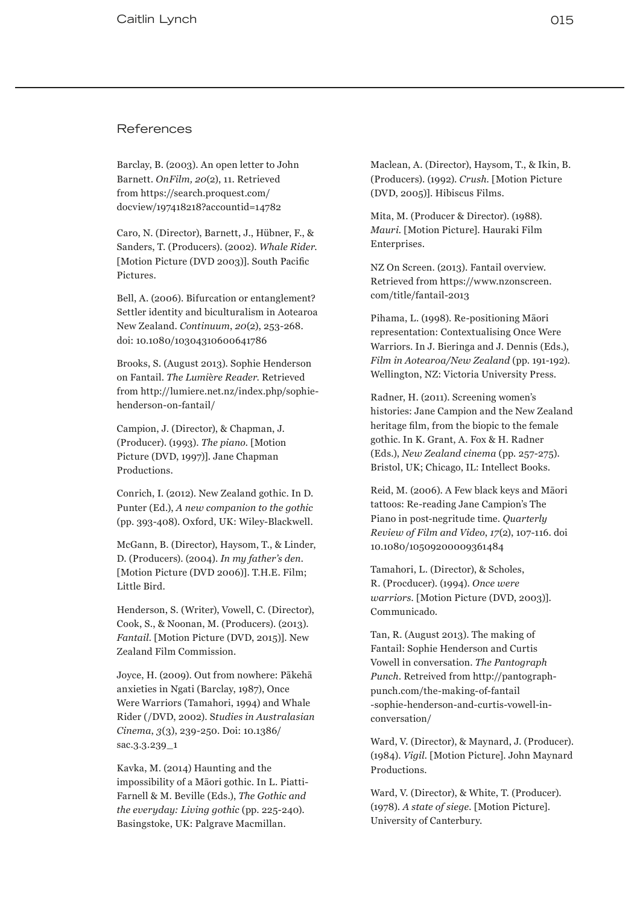## References

Barclay, B. (2003). An open letter to John Barnett. *OnFilm, 20*(2), 11. Retrieved from https://search.proquest.com/docview/197418218?accountid=14782

Caro, N. (Director), Barnett, J., Hübner, F., & Sanders, T. (Producers). (2002). *Whale Rider.* [Motion Picture (DVD 2003)]. South Pacific Pictures.

Bell, A. (2006). Bifurcation or entanglement? Settler identity and biculturalism in Aotearoa New Zealand. *Continuum*, *20*(2), 253-268. doi: 10.1080/10304310600641786

Brooks, S. (August 2013). Sophie Henderson on Fantail. *The Lumière Reader.* Retrieved from http://lumiere.net.nz/index.php/sophie-henderson-on-fantail/

Campion, J. (Director), & Chapman, J. (Producer). (1993). *The piano.* [Motion Picture (DVD, 1997)]. Jane Chapman Productions.

Conrich, I. (2012). New Zealand gothic. In D. Punter (Ed.), *A new companion to the gothic* (pp. 393-408). Oxford, UK: Wiley-Blackwell.

McGann, B. (Director), Haysom, T., & Linder, D. (Producers). (2004). *In my father's den*. [Motion Picture (DVD 2006)]. T.H.E. Film; Little Bird.

Henderson, S. (Writer), Vowell, C. (Director), Cook, S., & Noonan, M. (Producers). (2013). *Fantail*. [Motion Picture (DVD, 2015)]. New Zealand Film Commission.

Joyce, H. (2009). Out from nowhere: Pākehā anxieties in Ngati (Barclay, 1987), Once Were Warriors (Tamahori, 1994) and Whale Rider (/DVD, 2002). *Studies in Australasian Cinema, 3*(3), 239-250. Doi: 10.1386/sac.3.3.239_1

Kavka, M. (2014) Haunting and the impossibility of a Māori gothic. In L. Piatti-Farnell & M. Beville (Eds.), *The Gothic and the everyday: Living gothic* (pp. 225-240). Basingstoke, UK: Palgrave Macmillan.

Maclean, A. (Director), Haysom, T., & Ikin, B. (Producers). (1992). *Crush.* [Motion Picture (DVD, 2005)]. Hibiscus Films.

Mita, M. (Producer & Director). (1988). *Mauri.* [Motion Picture]. Hauraki Film Enterprises.

NZ On Screen. (2013). Fantail overview. Retrieved from https://www.nzonscreen.com/title/fantail-2013

Pihama, L. (1998). Re-positioning Māori representation: Contextualising Once Were Warriors. In J. Bieringa and J. Dennis (Eds.), *Film in Aotearoa/New Zealand* (pp. 191-192). Wellington, NZ: Victoria University Press.

Radner, H. (2011). Screening women's histories: Jane Campion and the New Zealand heritage film, from the biopic to the female gothic. In K. Grant, A. Fox & H. Radner (Eds.), *New Zealand cinema* (pp. 257-275). Bristol, UK; Chicago, IL: Intellect Books.

Reid, M. (2006). A Few black keys and Māori tattoos: Re-reading Jane Campion's The Piano in post-negritude time. *Quarterly Review of Film and Video*, *17*(2), 107-116. doi 10.1080/10509200009361484

Tamahori, L. (Director), & Scholes, R. (Procducer). (1994). *Once were warriors.* [Motion Picture (DVD, 2003)]. Communicado.

Tan, R. (August 2013). The making of Fantail: Sophie Henderson and Curtis Vowell in conversation. *The Pantograph Punch.* Retreived from http://pantograph-punch.com/the-making-of-fantail-sophie-henderson-and-curtis-vowell-in-conversation/

Ward, V. (Director), & Maynard, J. (Producer). (1984). *Vigil.* [Motion Picture]. John Maynard Productions.

Ward, V. (Director), & White, T. (Producer). (1978). *A state of siege.* [Motion Picture]. University of Canterbury.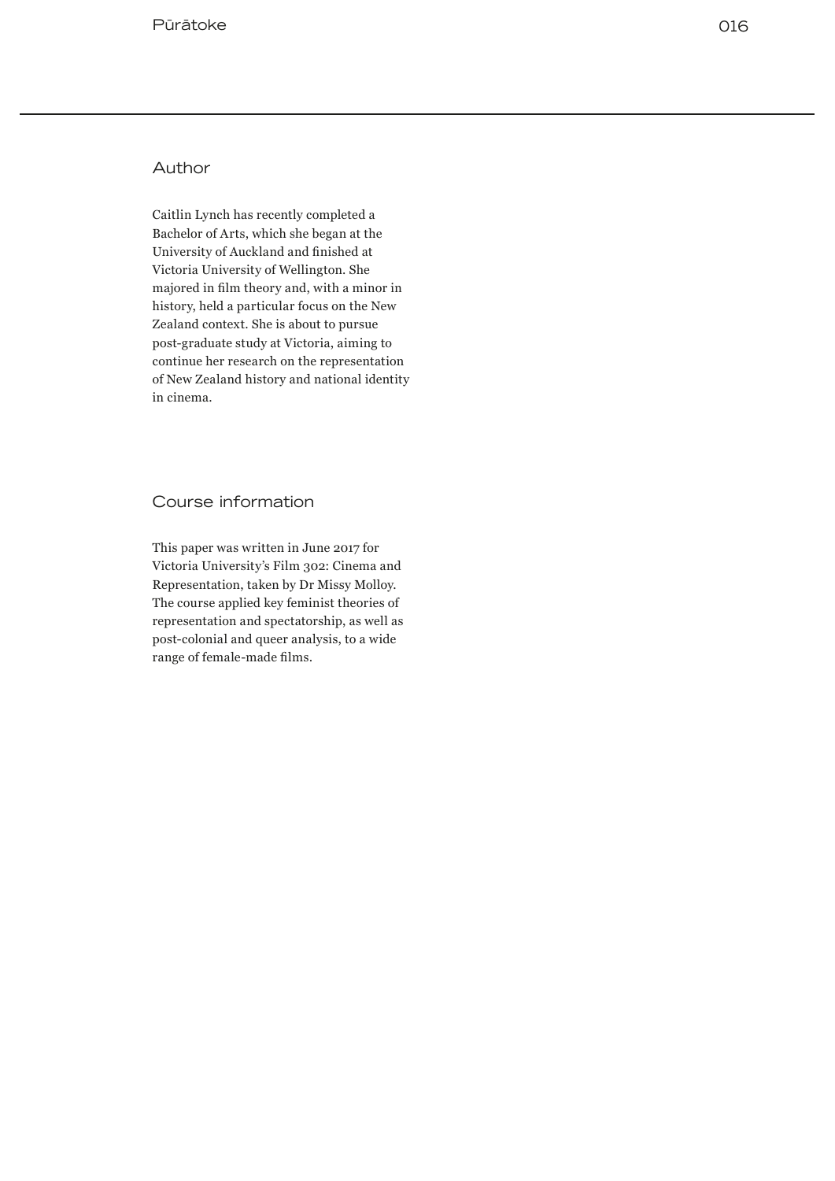## Author

Caitlin Lynch has recently completed a Bachelor of Arts, which she began at the University of Auckland and finished at Victoria University of Wellington. She majored in film theory and, with a minor in history, held a particular focus on the New Zealand context. She is about to pursue post-graduate study at Victoria, aiming to continue her research on the representation of New Zealand history and national identity in cinema.

## Course information

This paper was written in June 2017 for Victoria University's Film 302: Cinema and Representation, taken by Dr Missy Molloy. The course applied key feminist theories of representation and spectatorship, as well as post-colonial and queer analysis, to a wide range of female-made films.